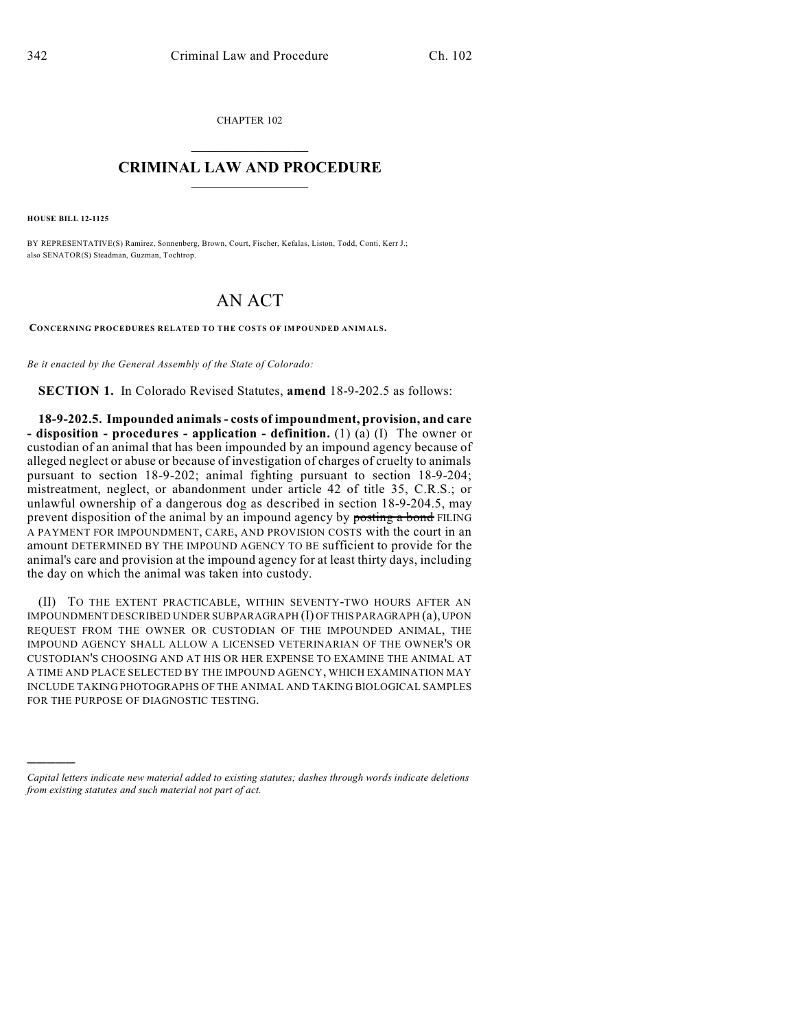CHAPTER 102

# CRIMINAL LAW AND PROCEDURE

**HOUSE BILL 12-1125**

BY REPRESENTATIVE(S) Ramirez, Sonnenberg, Brown, Court, Fischer, Kefalas, Liston, Todd, Conti, Kerr J.; also SENATOR(S) Steadman, Guzman, Tochtrop.

# AN ACT

**CONCERNING PROCEDURES RELATED TO THE COSTS OF IMPOUNDED ANIMALS.**

*Be it enacted by the General Assembly of the State of Colorado:*

**SECTION 1.** In Colorado Revised Statutes, **amend** 18-9-202.5 as follows:

**18-9-202.5. Impounded animals - costs of impoundment, provision, and care - disposition - procedures - application - definition.** (1) (a) (I) The owner or custodian of an animal that has been impounded by an impound agency because of alleged neglect or abuse or because of investigation of charges of cruelty to animals pursuant to section 18-9-202; animal fighting pursuant to section 18-9-204; mistreatment, neglect, or abandonment under article 42 of title 35, C.R.S.; or unlawful ownership of a dangerous dog as described in section 18-9-204.5, may prevent disposition of the animal by an impound agency by ~~posting a bond~~ FILING A PAYMENT FOR IMPOUNDMENT, CARE, AND PROVISION COSTS with the court in an amount DETERMINED BY THE IMPOUND AGENCY TO BE sufficient to provide for the animal's care and provision at the impound agency for at least thirty days, including the day on which the animal was taken into custody.

(II) TO THE EXTENT PRACTICABLE, WITHIN SEVENTY-TWO HOURS AFTER AN IMPOUNDMENT DESCRIBED UNDER SUBPARAGRAPH (I) OF THIS PARAGRAPH (a), UPON REQUEST FROM THE OWNER OR CUSTODIAN OF THE IMPOUNDED ANIMAL, THE IMPOUND AGENCY SHALL ALLOW A LICENSED VETERINARIAN OF THE OWNER'S OR CUSTODIAN'S CHOOSING AND AT HIS OR HER EXPENSE TO EXAMINE THE ANIMAL AT A TIME AND PLACE SELECTED BY THE IMPOUND AGENCY, WHICH EXAMINATION MAY INCLUDE TAKING PHOTOGRAPHS OF THE ANIMAL AND TAKING BIOLOGICAL SAMPLES FOR THE PURPOSE OF DIAGNOSTIC TESTING.

---

*Capital letters indicate new material added to existing statutes; dashes through words indicate deletions from existing statutes and such material not part of act.*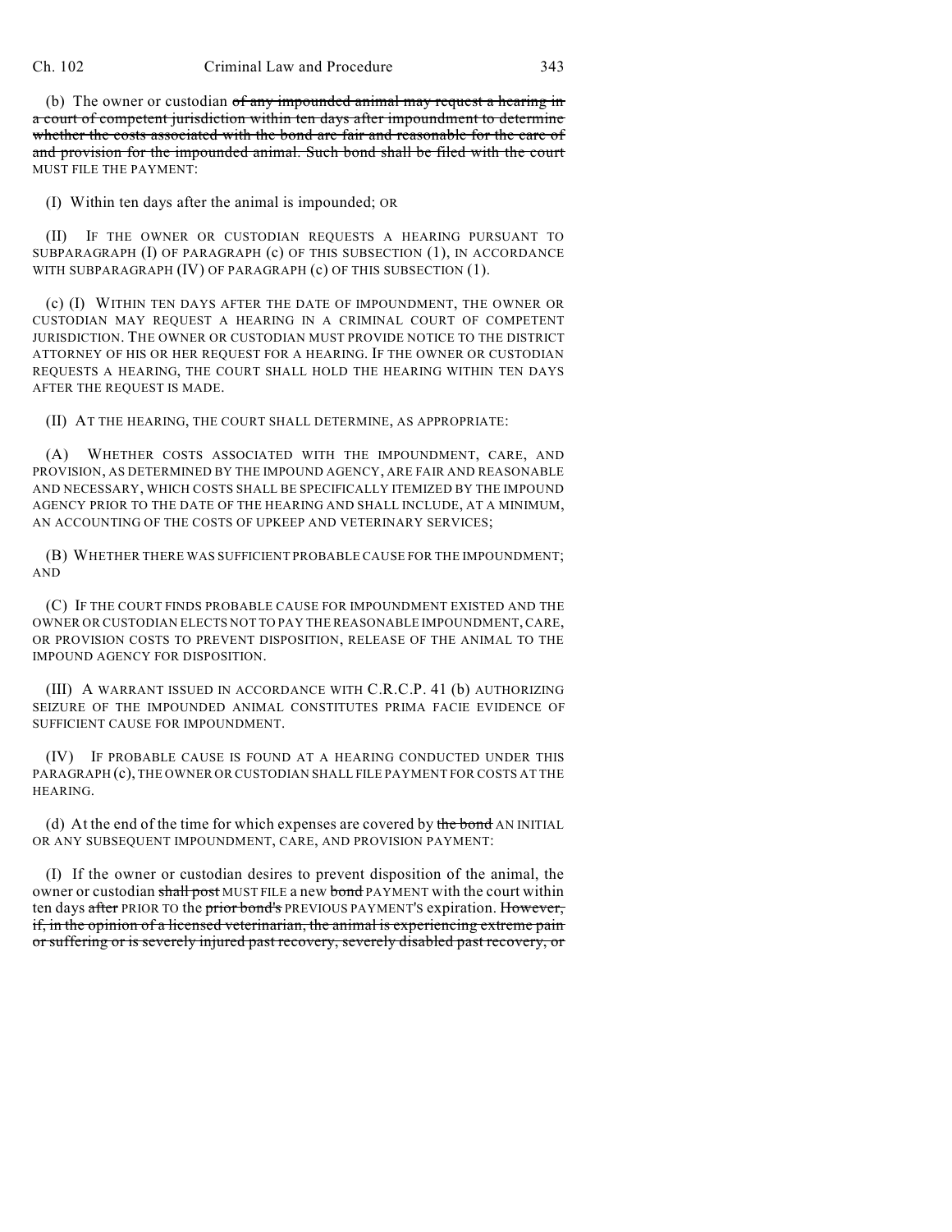(b) The owner or custodian ~~of any impounded animal may request a hearing in a court of competent jurisdiction within ten days after impoundment to determine whether the costs associated with the bond are fair and reasonable for the care of and provision for the impounded animal. Such bond shall be filed with the court~~ MUST FILE THE PAYMENT:

(I) Within ten days after the animal is impounded; OR

(II) IF THE OWNER OR CUSTODIAN REQUESTS A HEARING PURSUANT TO SUBPARAGRAPH (I) OF PARAGRAPH (c) OF THIS SUBSECTION (1), IN ACCORDANCE WITH SUBPARAGRAPH (IV) OF PARAGRAPH (c) OF THIS SUBSECTION (1).

(c) (I) WITHIN TEN DAYS AFTER THE DATE OF IMPOUNDMENT, THE OWNER OR CUSTODIAN MAY REQUEST A HEARING IN A CRIMINAL COURT OF COMPETENT JURISDICTION. THE OWNER OR CUSTODIAN MUST PROVIDE NOTICE TO THE DISTRICT ATTORNEY OF HIS OR HER REQUEST FOR A HEARING. IF THE OWNER OR CUSTODIAN REQUESTS A HEARING, THE COURT SHALL HOLD THE HEARING WITHIN TEN DAYS AFTER THE REQUEST IS MADE.

(II) AT THE HEARING, THE COURT SHALL DETERMINE, AS APPROPRIATE:

(A) WHETHER COSTS ASSOCIATED WITH THE IMPOUNDMENT, CARE, AND PROVISION, AS DETERMINED BY THE IMPOUND AGENCY, ARE FAIR AND REASONABLE AND NECESSARY, WHICH COSTS SHALL BE SPECIFICALLY ITEMIZED BY THE IMPOUND AGENCY PRIOR TO THE DATE OF THE HEARING AND SHALL INCLUDE, AT A MINIMUM, AN ACCOUNTING OF THE COSTS OF UPKEEP AND VETERINARY SERVICES;

(B) WHETHER THERE WAS SUFFICIENT PROBABLE CAUSE FOR THE IMPOUNDMENT; AND

(C) IF THE COURT FINDS PROBABLE CAUSE FOR IMPOUNDMENT EXISTED AND THE OWNER OR CUSTODIAN ELECTS NOT TO PAY THE REASONABLE IMPOUNDMENT, CARE, OR PROVISION COSTS TO PREVENT DISPOSITION, RELEASE OF THE ANIMAL TO THE IMPOUND AGENCY FOR DISPOSITION.

(III) A WARRANT ISSUED IN ACCORDANCE WITH C.R.C.P. 41 (b) AUTHORIZING SEIZURE OF THE IMPOUNDED ANIMAL CONSTITUTES PRIMA FACIE EVIDENCE OF SUFFICIENT CAUSE FOR IMPOUNDMENT.

(IV) IF PROBABLE CAUSE IS FOUND AT A HEARING CONDUCTED UNDER THIS PARAGRAPH (c), THE OWNER OR CUSTODIAN SHALL FILE PAYMENT FOR COSTS AT THE HEARING.

(d) At the end of the time for which expenses are covered by ~~the bond~~ AN INITIAL OR ANY SUBSEQUENT IMPOUNDMENT, CARE, AND PROVISION PAYMENT:

(I) If the owner or custodian desires to prevent disposition of the animal, the owner or custodian ~~shall post~~ MUST FILE a new ~~bond~~ PAYMENT with the court within ten days ~~after~~ PRIOR TO the ~~prior bond's~~ PREVIOUS PAYMENT'S expiration. ~~However, if, in the opinion of a licensed veterinarian, the animal is experiencing extreme pain or suffering or is severely injured past recovery, severely disabled past recovery, or~~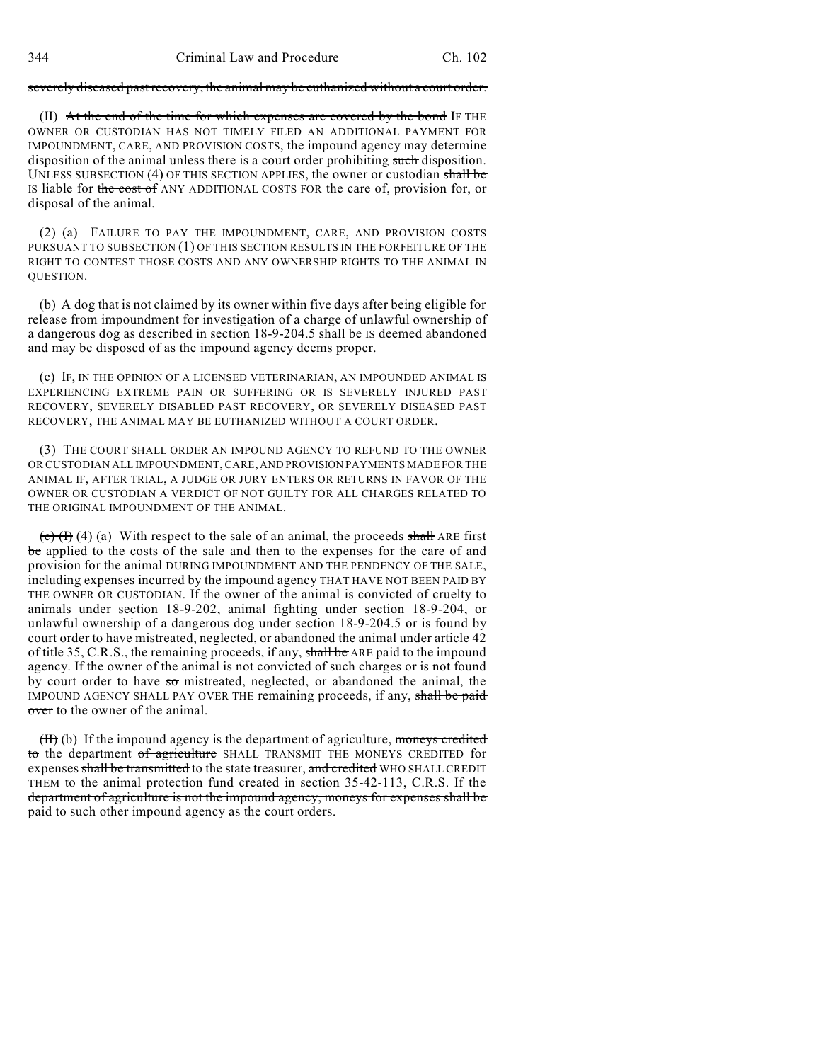~~severely diseased past recovery, the animal may be euthanized without a court order.~~

(II) ~~At the end of the time for which expenses are covered by the bond~~ IF THE OWNER OR CUSTODIAN HAS NOT TIMELY FILED AN ADDITIONAL PAYMENT FOR IMPOUNDMENT, CARE, AND PROVISION COSTS, the impound agency may determine disposition of the animal unless there is a court order prohibiting ~~such~~ disposition. UNLESS SUBSECTION (4) OF THIS SECTION APPLIES, the owner or custodian ~~shall be~~ IS liable for ~~the cost of~~ ANY ADDITIONAL COSTS FOR the care of, provision for, or disposal of the animal.

(2) (a) FAILURE TO PAY THE IMPOUNDMENT, CARE, AND PROVISION COSTS PURSUANT TO SUBSECTION (1) OF THIS SECTION RESULTS IN THE FORFEITURE OF THE RIGHT TO CONTEST THOSE COSTS AND ANY OWNERSHIP RIGHTS TO THE ANIMAL IN QUESTION.

(b) A dog that is not claimed by its owner within five days after being eligible for release from impoundment for investigation of a charge of unlawful ownership of a dangerous dog as described in section 18-9-204.5 ~~shall be~~ IS deemed abandoned and may be disposed of as the impound agency deems proper.

(c) IF, IN THE OPINION OF A LICENSED VETERINARIAN, AN IMPOUNDED ANIMAL IS EXPERIENCING EXTREME PAIN OR SUFFERING OR IS SEVERELY INJURED PAST RECOVERY, SEVERELY DISABLED PAST RECOVERY, OR SEVERELY DISEASED PAST RECOVERY, THE ANIMAL MAY BE EUTHANIZED WITHOUT A COURT ORDER.

(3) THE COURT SHALL ORDER AN IMPOUND AGENCY TO REFUND TO THE OWNER OR CUSTODIAN ALL IMPOUNDMENT, CARE, AND PROVISION PAYMENTS MADE FOR THE ANIMAL IF, AFTER TRIAL, A JUDGE OR JURY ENTERS OR RETURNS IN FAVOR OF THE OWNER OR CUSTODIAN A VERDICT OF NOT GUILTY FOR ALL CHARGES RELATED TO THE ORIGINAL IMPOUNDMENT OF THE ANIMAL.

~~(c) (I)~~ (4) (a) With respect to the sale of an animal, the proceeds ~~shall~~ ARE first ~~be~~ applied to the costs of the sale and then to the expenses for the care of and provision for the animal DURING IMPOUNDMENT AND THE PENDENCY OF THE SALE, including expenses incurred by the impound agency THAT HAVE NOT BEEN PAID BY THE OWNER OR CUSTODIAN. If the owner of the animal is convicted of cruelty to animals under section 18-9-202, animal fighting under section 18-9-204, or unlawful ownership of a dangerous dog under section 18-9-204.5 or is found by court order to have mistreated, neglected, or abandoned the animal under article 42 of title 35, C.R.S., the remaining proceeds, if any, ~~shall be~~ ARE paid to the impound agency. If the owner of the animal is not convicted of such charges or is not found by court order to have ~~so~~ mistreated, neglected, or abandoned the animal, the IMPOUND AGENCY SHALL PAY OVER THE remaining proceeds, if any, ~~shall be paid over~~ to the owner of the animal.

~~(II)~~ (b) If the impound agency is the department of agriculture, ~~moneys credited to~~ the department ~~of agriculture~~ SHALL TRANSMIT THE MONEYS CREDITED for expenses ~~shall be transmitted~~ to the state treasurer, ~~and credited~~ WHO SHALL CREDIT THEM to the animal protection fund created in section 35-42-113, C.R.S. ~~If the department of agriculture is not the impound agency, moneys for expenses shall be paid to such other impound agency as the court orders.~~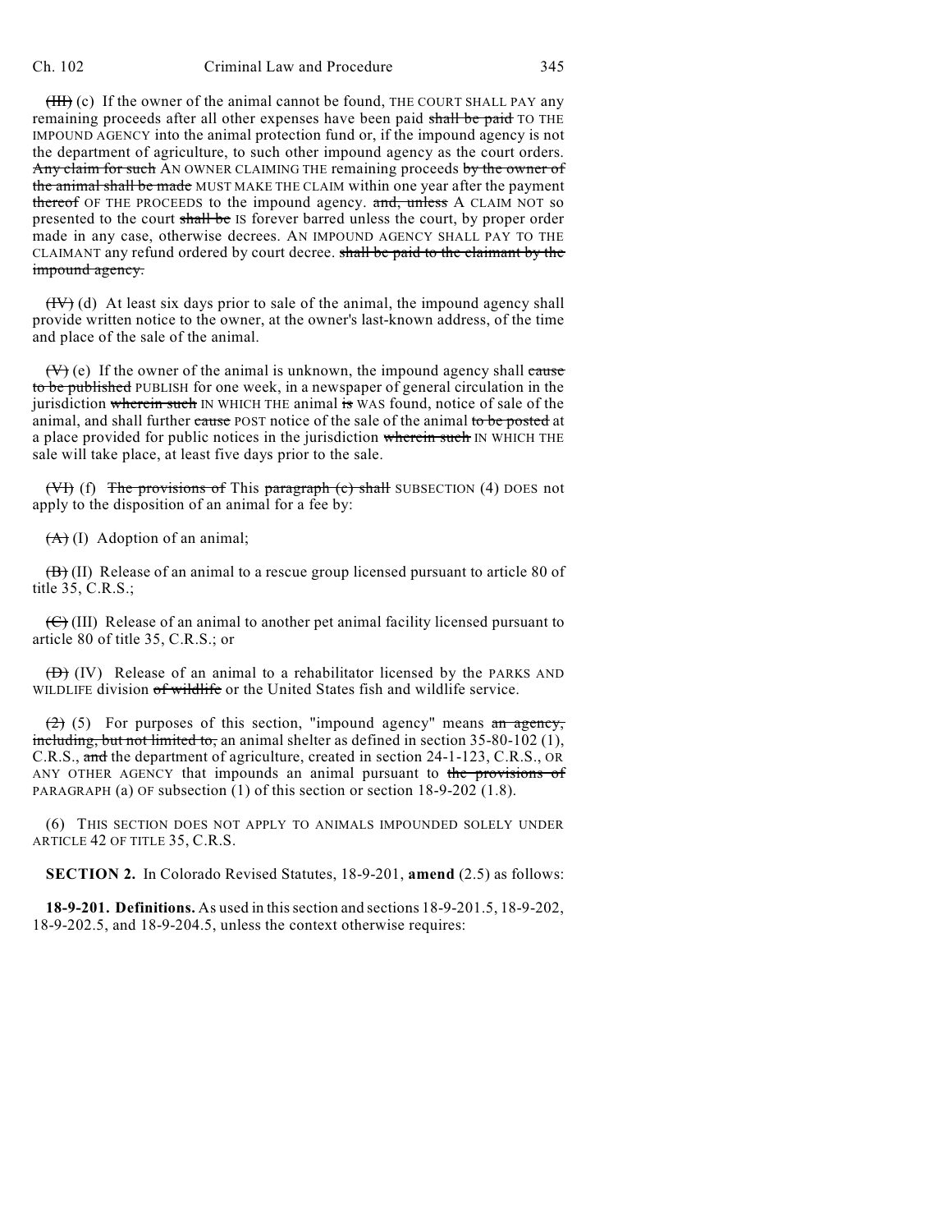~~(III)~~ (c) If the owner of the animal cannot be found, THE COURT SHALL PAY any remaining proceeds after all other expenses have been paid ~~shall be paid~~ TO THE IMPOUND AGENCY into the animal protection fund or, if the impound agency is not the department of agriculture, to such other impound agency as the court orders. ~~Any claim for such~~ AN OWNER CLAIMING THE remaining proceeds ~~by the owner of the animal shall be made~~ MUST MAKE THE CLAIM within one year after the payment ~~thereof~~ OF THE PROCEEDS to the impound agency. ~~and, unless~~ A CLAIM NOT so presented to the court ~~shall be~~ IS forever barred unless the court, by proper order made in any case, otherwise decrees. AN IMPOUND AGENCY SHALL PAY TO THE CLAIMANT any refund ordered by court decree. ~~shall be paid to the claimant by the impound agency.~~

~~(IV)~~ (d) At least six days prior to sale of the animal, the impound agency shall provide written notice to the owner, at the owner's last-known address, of the time and place of the sale of the animal.

~~(V)~~ (e) If the owner of the animal is unknown, the impound agency shall ~~cause to be published~~ PUBLISH for one week, in a newspaper of general circulation in the jurisdiction ~~wherein such~~ IN WHICH THE animal ~~is~~ WAS found, notice of sale of the animal, and shall further ~~cause~~ POST notice of the sale of the animal ~~to be posted~~ at a place provided for public notices in the jurisdiction ~~wherein such~~ IN WHICH THE sale will take place, at least five days prior to the sale.

~~(VI)~~ (f) ~~The provisions of~~ This ~~paragraph (c) shall~~ SUBSECTION (4) DOES not apply to the disposition of an animal for a fee by:

~~(A)~~ (I) Adoption of an animal;

~~(B)~~ (II) Release of an animal to a rescue group licensed pursuant to article 80 of title 35, C.R.S.;

~~(C)~~ (III) Release of an animal to another pet animal facility licensed pursuant to article 80 of title 35, C.R.S.; or

~~(D)~~ (IV) Release of an animal to a rehabilitator licensed by the PARKS AND WILDLIFE division ~~of wildlife~~ or the United States fish and wildlife service.

~~(2)~~ (5) For purposes of this section, "impound agency" means ~~an agency, including, but not limited to,~~ an animal shelter as defined in section 35-80-102 (1), C.R.S., ~~and~~ the department of agriculture, created in section 24-1-123, C.R.S., OR ANY OTHER AGENCY that impounds an animal pursuant to ~~the provisions of~~ PARAGRAPH (a) OF subsection (1) of this section or section 18-9-202 (1.8).

(6) THIS SECTION DOES NOT APPLY TO ANIMALS IMPOUNDED SOLELY UNDER ARTICLE 42 OF TITLE 35, C.R.S.

**SECTION 2.** In Colorado Revised Statutes, 18-9-201, **amend** (2.5) as follows:

**18-9-201. Definitions.** As used in this section and sections 18-9-201.5, 18-9-202, 18-9-202.5, and 18-9-204.5, unless the context otherwise requires: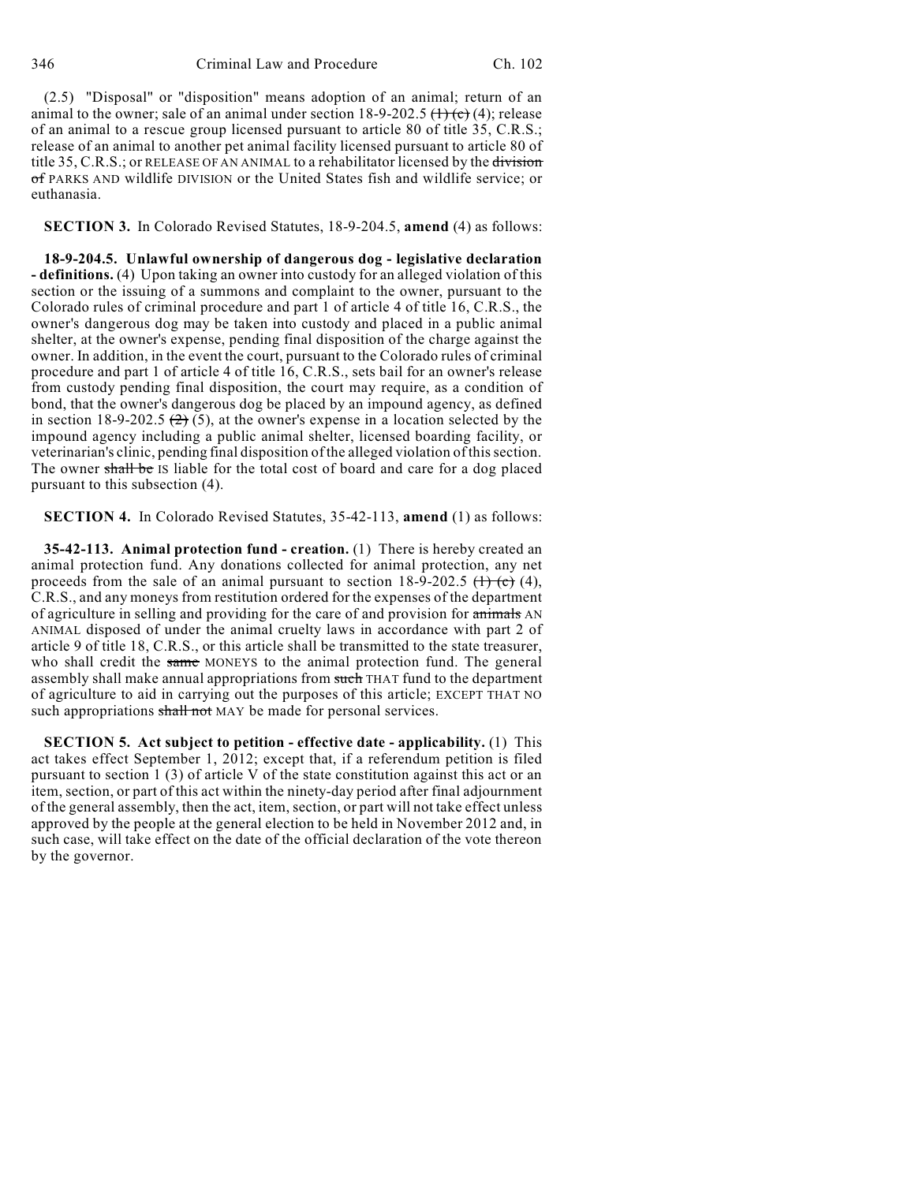(2.5) "Disposal" or "disposition" means adoption of an animal; return of an animal to the owner; sale of an animal under section 18-9-202.5 ~~(1) (c)~~ (4); release of an animal to a rescue group licensed pursuant to article 80 of title 35, C.R.S.; release of an animal to another pet animal facility licensed pursuant to article 80 of title 35, C.R.S.; or RELEASE OF AN ANIMAL to a rehabilitator licensed by the ~~division of~~ PARKS AND wildlife DIVISION or the United States fish and wildlife service; or euthanasia.

**SECTION 3.** In Colorado Revised Statutes, 18-9-204.5, **amend** (4) as follows:

**18-9-204.5. Unlawful ownership of dangerous dog - legislative declaration - definitions.** (4) Upon taking an owner into custody for an alleged violation of this section or the issuing of a summons and complaint to the owner, pursuant to the Colorado rules of criminal procedure and part 1 of article 4 of title 16, C.R.S., the owner's dangerous dog may be taken into custody and placed in a public animal shelter, at the owner's expense, pending final disposition of the charge against the owner. In addition, in the event the court, pursuant to the Colorado rules of criminal procedure and part 1 of article 4 of title 16, C.R.S., sets bail for an owner's release from custody pending final disposition, the court may require, as a condition of bond, that the owner's dangerous dog be placed by an impound agency, as defined in section 18-9-202.5 ~~(2)~~ (5), at the owner's expense in a location selected by the impound agency including a public animal shelter, licensed boarding facility, or veterinarian's clinic, pending final disposition of the alleged violation of this section. The owner ~~shall be~~ IS liable for the total cost of board and care for a dog placed pursuant to this subsection (4).

**SECTION 4.** In Colorado Revised Statutes, 35-42-113, **amend** (1) as follows:

**35-42-113. Animal protection fund - creation.** (1) There is hereby created an animal protection fund. Any donations collected for animal protection, any net proceeds from the sale of an animal pursuant to section 18-9-202.5 ~~(1) (c)~~ (4), C.R.S., and any moneys from restitution ordered for the expenses of the department of agriculture in selling and providing for the care of and provision for ~~animals~~ AN ANIMAL disposed of under the animal cruelty laws in accordance with part 2 of article 9 of title 18, C.R.S., or this article shall be transmitted to the state treasurer, who shall credit the ~~same~~ MONEYS to the animal protection fund. The general assembly shall make annual appropriations from ~~such~~ THAT fund to the department of agriculture to aid in carrying out the purposes of this article; EXCEPT THAT NO such appropriations ~~shall not~~ MAY be made for personal services.

**SECTION 5. Act subject to petition - effective date - applicability.** (1) This act takes effect September 1, 2012; except that, if a referendum petition is filed pursuant to section 1 (3) of article V of the state constitution against this act or an item, section, or part of this act within the ninety-day period after final adjournment of the general assembly, then the act, item, section, or part will not take effect unless approved by the people at the general election to be held in November 2012 and, in such case, will take effect on the date of the official declaration of the vote thereon by the governor.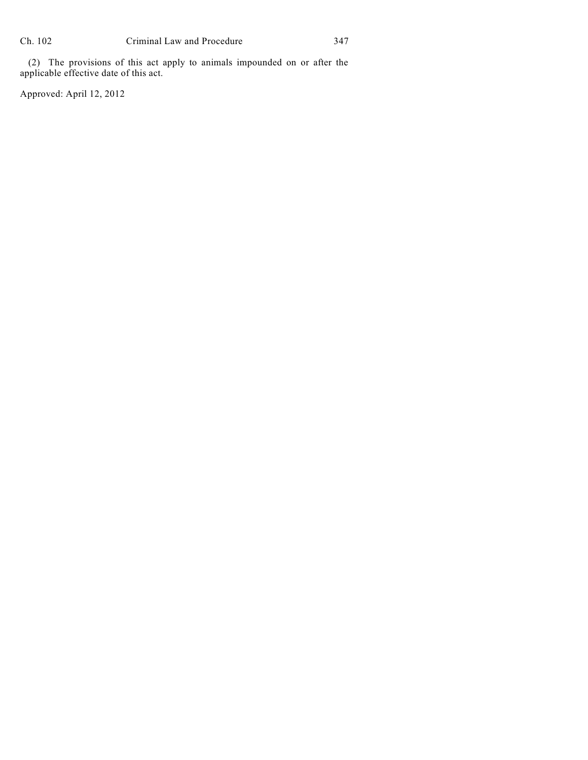(2) The provisions of this act apply to animals impounded on or after the applicable effective date of this act.

Approved: April 12, 2012